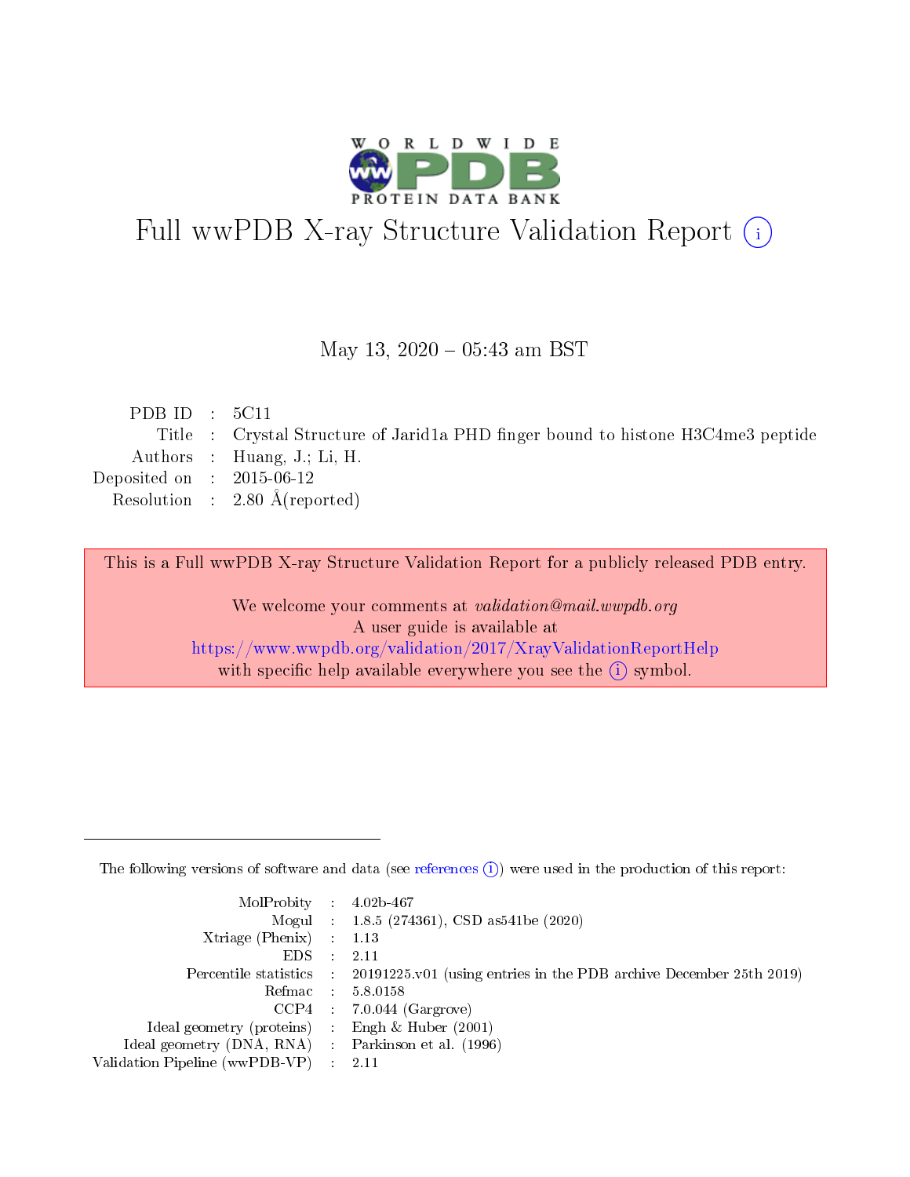# Full wwPDB X-ray Structure Validation Report (i)

May 13, 2020 – 05:43 am BST

| | | |
|---|---|---|
| PDB ID | : | 5C11 |
| Title | : | Crystal Structure of Jarid1a PHD finger bound to histone H3C4me3 peptide |
| Authors | : | Huang, J.; Li, H. |
| Deposited on | : | 2015-06-12 |
| Resolution | : | 2.80 Å(reported) |

This is a Full wwPDB X-ray Structure Validation Report for a publicly released PDB entry.

We welcome your comments at *validation@mail.wwpdb.org*
A user guide is available at
https://www.wwpdb.org/validation/2017/XrayValidationReportHelp
with specific help available everywhere you see the (i) symbol.

---

The following versions of software and data (see references (i)) were used in the production of this report:

| | | |
|---|---|---|
| MolProbity | : | 4.02b-467 |
| Mogul | : | 1.8.5 (274361), CSD as541be (2020) |
| Xtriage (Phenix) | : | 1.13 |
| EDS | : | 2.11 |
| Percentile statistics | : | 20191225.v01 (using entries in the PDB archive December 25th 2019) |
| Refmac | : | 5.8.0158 |
| CCP4 | : | 7.0.044 (Gargrove) |
| Ideal geometry (proteins) | : | Engh & Huber (2001) |
| Ideal geometry (DNA, RNA) | : | Parkinson et al. (1996) |
| Validation Pipeline (wwPDB-VP) | : | 2.11 |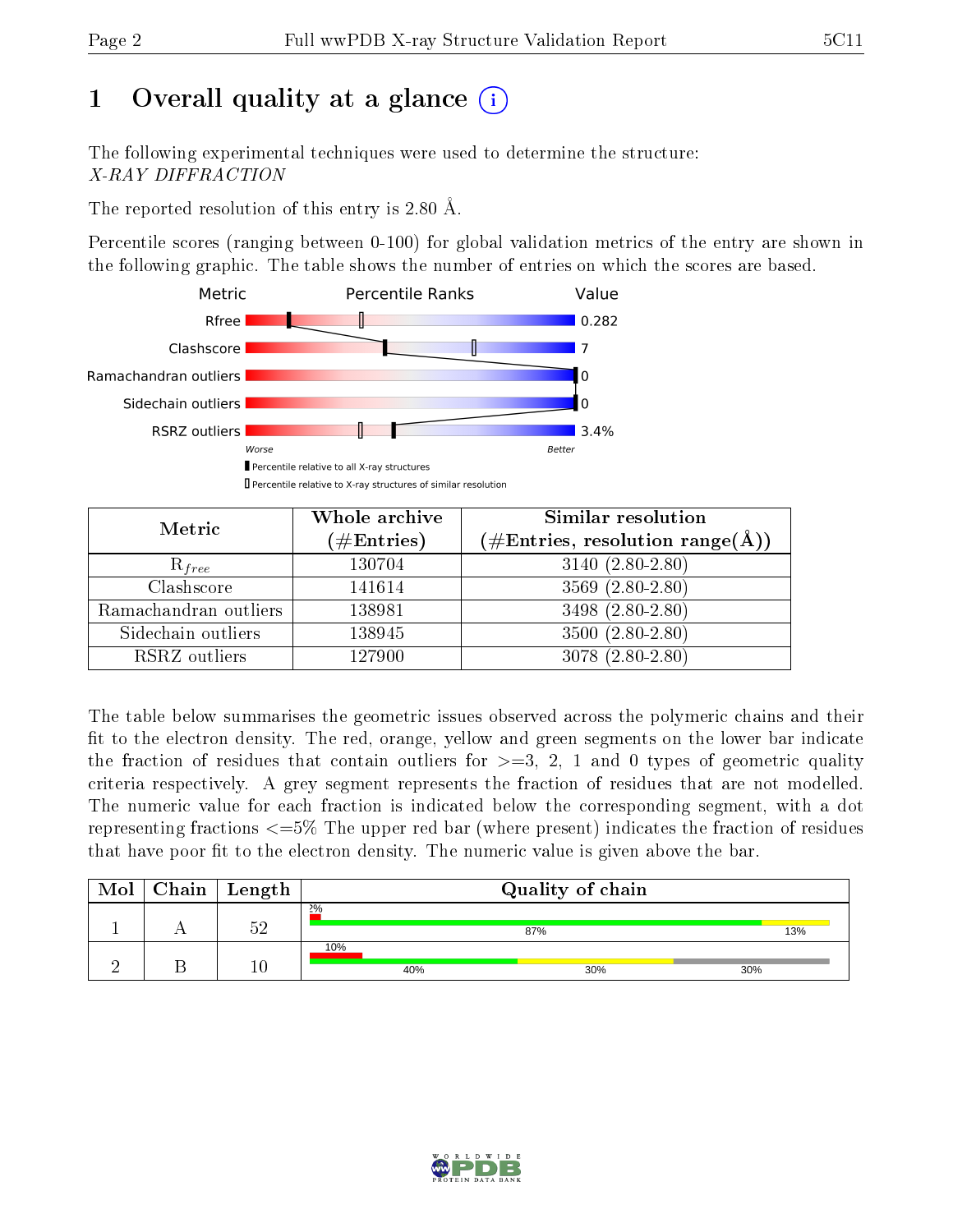# 1 Overall quality at a glance (i)

The following experimental techniques were used to determine the structure: *X-RAY DIFFRACTION*

The reported resolution of this entry is 2.80 Å.

Percentile scores (ranging between 0-100) for global validation metrics of the entry are shown in the following graphic. The table shows the number of entries on which the scores are based.

| Metric | Value |
|---|---|
| Rfree | 0.282 |
| Clashscore | 7 |
| Ramachandran outliers | 0 |
| Sidechain outliers | 0 |
| RSRZ outliers | 3.4% |

Worse — Better

■ Percentile relative to all X-ray structures

□ Percentile relative to X-ray structures of similar resolution

| Metric | Whole archive (#Entries) | Similar resolution (#Entries, resolution range(Å)) |
|---|---|---|
| $R_{free}$ | 130704 | 3140 (2.80-2.80) |
| Clashscore | 141614 | 3569 (2.80-2.80) |
| Ramachandran outliers | 138981 | 3498 (2.80-2.80) |
| Sidechain outliers | 138945 | 3500 (2.80-2.80) |
| RSRZ outliers | 127900 | 3078 (2.80-2.80) |

The table below summarises the geometric issues observed across the polymeric chains and their fit to the electron density. The red, orange, yellow and green segments on the lower bar indicate the fraction of residues that contain outliers for >=3, 2, 1 and 0 types of geometric quality criteria respectively. A grey segment represents the fraction of residues that are not modelled. The numeric value for each fraction is indicated below the corresponding segment, with a dot representing fractions <=5% The upper red bar (where present) indicates the fraction of residues that have poor fit to the electron density. The numeric value is given above the bar.

| Mol | Chain | Length | Quality of chain |
|---|---|---|---|
| 1 | A | 52 | 2% (poor fit); 87% green, 13% yellow |
| 2 | B | 10 | 10% (poor fit); 40% green, 30% yellow, 30% grey |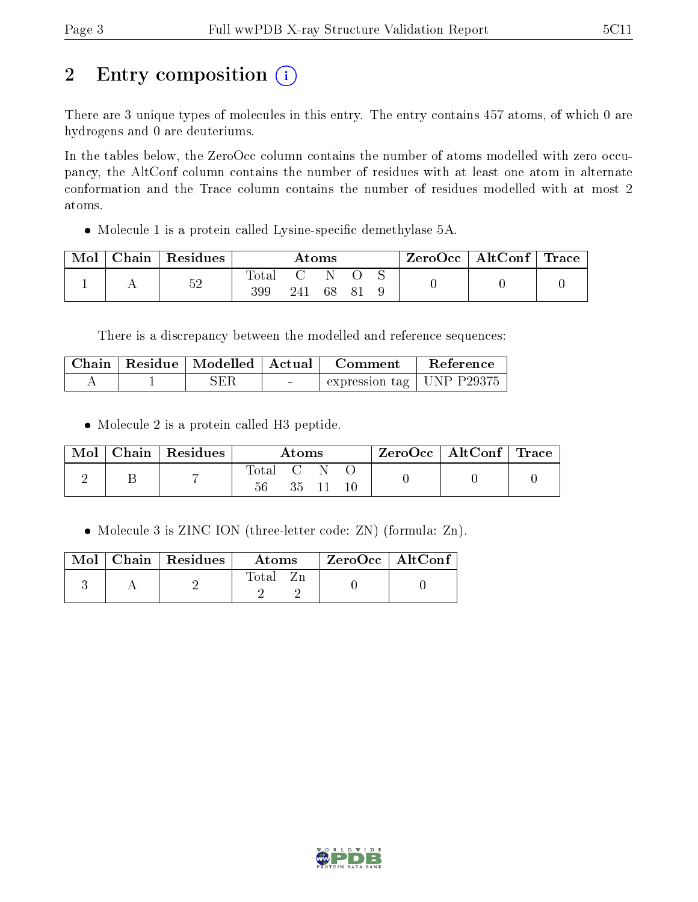# 2 Entry composition

There are 3 unique types of molecules in this entry. The entry contains 457 atoms, of which 0 are hydrogens and 0 are deuteriums.

In the tables below, the ZeroOcc column contains the number of atoms modelled with zero occupancy, the AltConf column contains the number of residues with at least one atom in alternate conformation and the Trace column contains the number of residues modelled with at most 2 atoms.

- Molecule 1 is a protein called Lysine-specific demethylase 5A.

| Mol | Chain | Residues | Atoms | | | | | ZeroOcc | AltConf | Trace |
|---|---|---|---|---|---|---|---|---|---|---|
| 1 | A | 52 | Total<br>399 | C<br>241 | N<br>68 | O<br>81 | S<br>9 | 0 | 0 | 0 |

There is a discrepancy between the modelled and reference sequences:

| Chain | Residue | Modelled | Actual | Comment | Reference |
|---|---|---|---|---|---|
| A | 1 | SER | - | expression tag | UNP P29375 |

- Molecule 2 is a protein called H3 peptide.

| Mol | Chain | Residues | Atoms | | | | ZeroOcc | AltConf | Trace |
|---|---|---|---|---|---|---|---|---|---|
| 2 | B | 7 | Total<br>56 | C<br>35 | N<br>11 | O<br>10 | 0 | 0 | 0 |

- Molecule 3 is ZINC ION (three-letter code: ZN) (formula: Zn).

| Mol | Chain | Residues | Atoms | | ZeroOcc | AltConf |
|---|---|---|---|---|---|---|
| 3 | A | 2 | Total<br>2 | Zn<br>2 | 0 | 0 |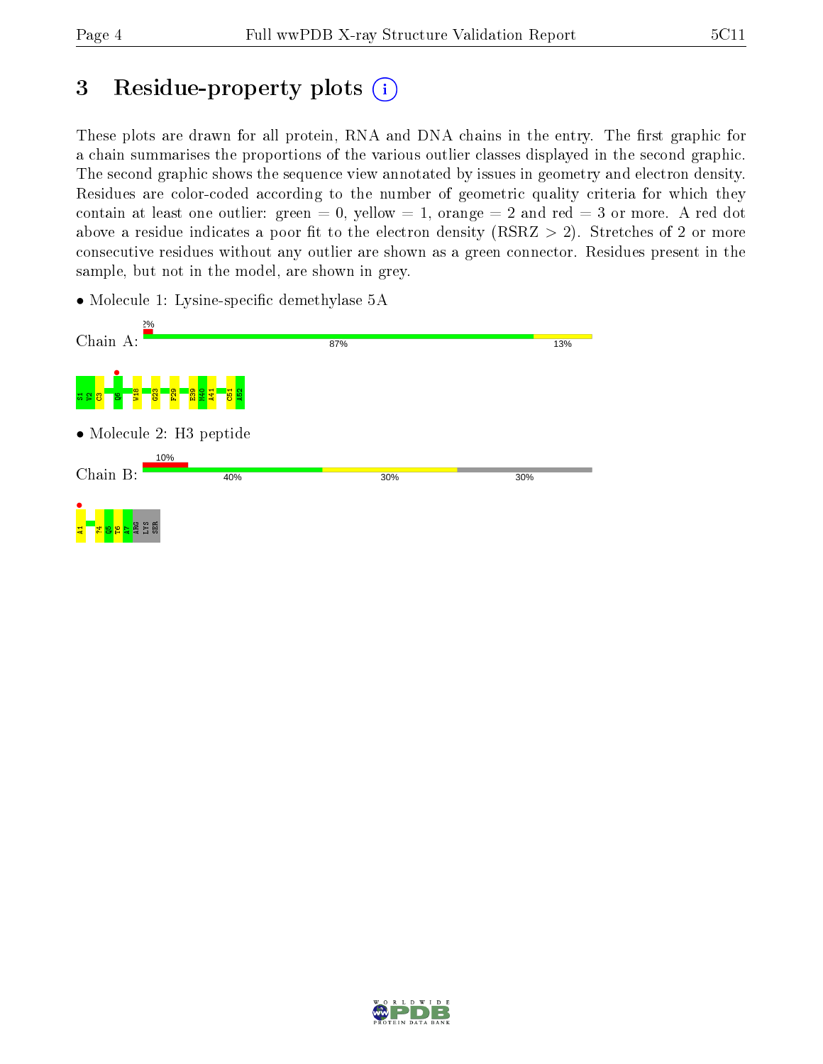# 3 Residue-property plots

These plots are drawn for all protein, RNA and DNA chains in the entry. The first graphic for a chain summarises the proportions of the various outlier classes displayed in the second graphic. The second graphic shows the sequence view annotated by issues in geometry and electron density. Residues are color-coded according to the number of geometric quality criteria for which they contain at least one outlier: green = 0, yellow = 1, orange = 2 and red = 3 or more. A red dot above a residue indicates a poor fit to the electron density (RSRZ > 2). Stretches of 2 or more consecutive residues without any outlier are shown as a green connector. Residues present in the sample, but not in the model, are shown in grey.

- Molecule 1: Lysine-specific demethylase 5A

Chain A: 2% | 87% | 13%

S1 V2 C3 Q6 W18 G23 F29 E39 M40 A41 C51 A52

- Molecule 2: H3 peptide

Chain B: 10% | 40% | 30% | 30%

A1 T4 Q5 T6 A7 ARG LYS SER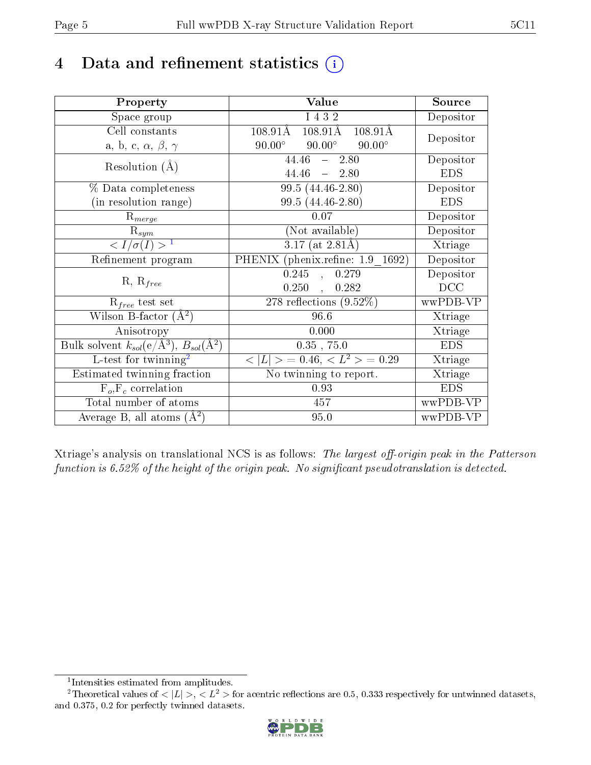# 4 Data and refinement statistics (i)

| Property | Value | Source |
|---|---|---|
| Space group | I 4 3 2 | Depositor |
| Cell constants<br>a, b, c, $\alpha$, $\beta$, $\gamma$ | 108.91Å 108.91Å 108.91Å<br>90.00° 90.00° 90.00° | Depositor |
| Resolution (Å) | 44.46 – 2.80<br>44.46 – 2.80 | Depositor<br>EDS |
| % Data completeness<br>(in resolution range) | 99.5 (44.46-2.80)<br>99.5 (44.46-2.80) | Depositor<br>EDS |
| $R_{merge}$ | 0.07 | Depositor |
| $R_{sym}$ | (Not available) | Depositor |
| $< I/\sigma(I) >$ [1] | 3.17 (at 2.81Å) | Xtriage |
| Refinement program | PHENIX (phenix.refine: 1.9_1692) | Depositor |
| R, $R_{free}$ | 0.245 , 0.279<br>0.250 , 0.282 | Depositor<br>DCC |
| $R_{free}$ test set | 278 reflections (9.52%) | wwPDB-VP |
| Wilson B-factor (Å$^2$) | 96.6 | Xtriage |
| Anisotropy | 0.000 | Xtriage |
| Bulk solvent $k_{sol}$(e/Å$^3$), $B_{sol}$(Å$^2$) | 0.35 , 75.0 | EDS |
| L-test for twinning[2] | $< \|L\| >$ = 0.46, $< L^2 >$ = 0.29 | Xtriage |
| Estimated twinning fraction | No twinning to report. | Xtriage |
| $F_o$,$F_c$ correlation | 0.93 | EDS |
| Total number of atoms | 457 | wwPDB-VP |
| Average B, all atoms (Å$^2$) | 95.0 | wwPDB-VP |

Xtriage's analysis on translational NCS is as follows: *The largest off-origin peak in the Patterson function is 6.52% of the height of the origin peak. No significant pseudotranslation is detected.*

[1] Intensities estimated from amplitudes.

[2] Theoretical values of $< |L| >$, $< L^2 >$ for acentric reflections are 0.5, 0.333 respectively for untwinned datasets, and 0.375, 0.2 for perfectly twinned datasets.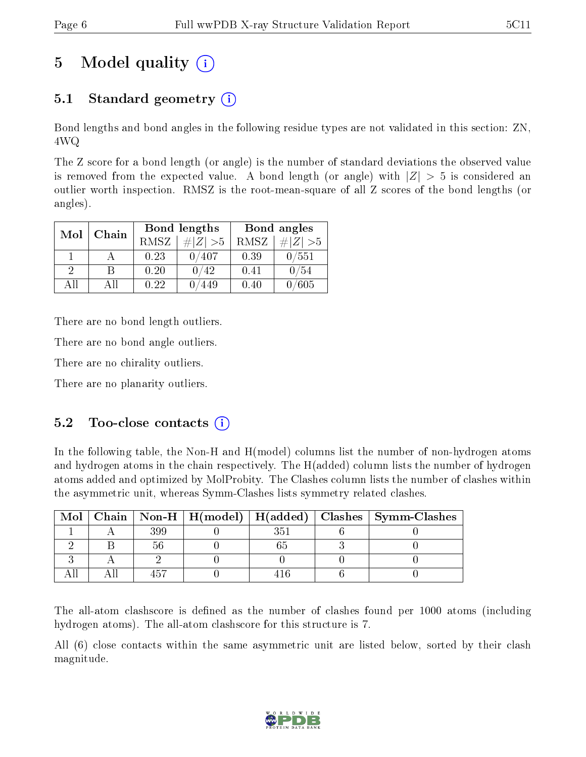# 5 Model quality (i)

## 5.1 Standard geometry (i)

Bond lengths and bond angles in the following residue types are not validated in this section: ZN, 4WQ

The Z score for a bond length (or angle) is the number of standard deviations the observed value is removed from the expected value. A bond length (or angle) with $|Z| > 5$ is considered an outlier worth inspection. RMSZ is the root-mean-square of all Z scores of the bond lengths (or angles).

| Mol | Chain | Bond lengths | | Bond angles | |
|---|---|---|---|---|---|
| | | RMSZ | $\#\|Z\| > 5$ | RMSZ | $\#\|Z\| > 5$ |
| 1 | A | 0.23 | 0/407 | 0.39 | 0/551 |
| 2 | B | 0.20 | 0/42 | 0.41 | 0/54 |
| All | All | 0.22 | 0/449 | 0.40 | 0/605 |

There are no bond length outliers.

There are no bond angle outliers.

There are no chirality outliers.

There are no planarity outliers.

## 5.2 Too-close contacts (i)

In the following table, the Non-H and H(model) columns list the number of non-hydrogen atoms and hydrogen atoms in the chain respectively. The H(added) column lists the number of hydrogen atoms added and optimized by MolProbity. The Clashes column lists the number of clashes within the asymmetric unit, whereas Symm-Clashes lists symmetry related clashes.

| Mol | Chain | Non-H | H(model) | H(added) | Clashes | Symm-Clashes |
|---|---|---|---|---|---|---|
| 1 | A | 399 | 0 | 351 | 6 | 0 |
| 2 | B | 56 | 0 | 65 | 3 | 0 |
| 3 | A | 2 | 0 | 0 | 0 | 0 |
| All | All | 457 | 0 | 416 | 6 | 0 |

The all-atom clashscore is defined as the number of clashes found per 1000 atoms (including hydrogen atoms). The all-atom clashscore for this structure is 7.

All (6) close contacts within the same asymmetric unit are listed below, sorted by their clash magnitude.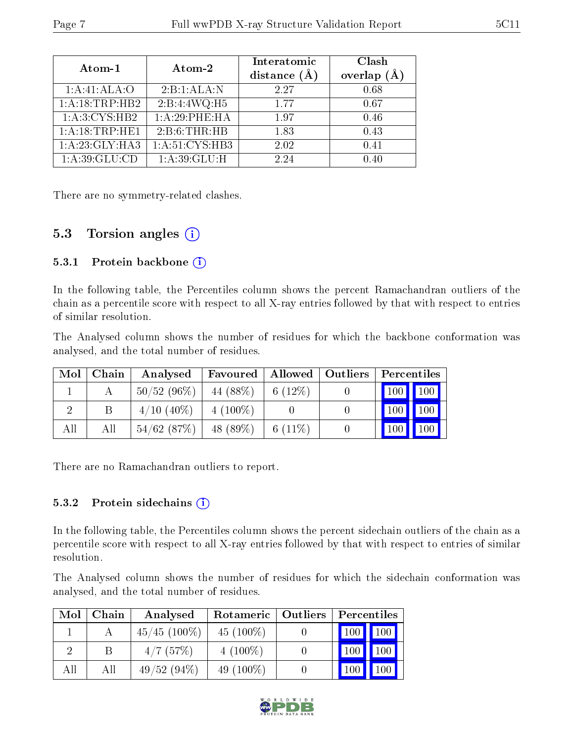| Atom-1 | Atom-2 | Interatomic distance (Å) | Clash overlap (Å) |
|---|---|---|---|
| 1:A:41:ALA:O | 2:B:1:ALA:N | 2.27 | 0.68 |
| 1:A:18:TRP:HB2 | 2:B:4:4WQ:H5 | 1.77 | 0.67 |
| 1:A:3:CYS:HB2 | 1:A:29:PHE:HA | 1.97 | 0.46 |
| 1:A:18:TRP:HE1 | 2:B:6:THR:HB | 1.83 | 0.43 |
| 1:A:23:GLY:HA3 | 1:A:51:CYS:HB3 | 2.02 | 0.41 |
| 1:A:39:GLU:CD | 1:A:39:GLU:H | 2.24 | 0.40 |

There are no symmetry-related clashes.

## 5.3 Torsion angles (i)

### 5.3.1 Protein backbone (i)

In the following table, the Percentiles column shows the percent Ramachandran outliers of the chain as a percentile score with respect to all X-ray entries followed by that with respect to entries of similar resolution.

The Analysed column shows the number of residues for which the backbone conformation was analysed, and the total number of residues.

| Mol | Chain | Analysed | Favoured | Allowed | Outliers | Percentiles | |
|---|---|---|---|---|---|---|---|
| 1 | A | 50/52 (96%) | 44 (88%) | 6 (12%) | 0 | 100 | 100 |
| 2 | B | 4/10 (40%) | 4 (100%) | 0 | 0 | 100 | 100 |
| All | All | 54/62 (87%) | 48 (89%) | 6 (11%) | 0 | 100 | 100 |

There are no Ramachandran outliers to report.

### 5.3.2 Protein sidechains (i)

In the following table, the Percentiles column shows the percent sidechain outliers of the chain as a percentile score with respect to all X-ray entries followed by that with respect to entries of similar resolution.

The Analysed column shows the number of residues for which the sidechain conformation was analysed, and the total number of residues.

| Mol | Chain | Analysed | Rotameric | Outliers | Percentiles | |
|---|---|---|---|---|---|---|
| 1 | A | 45/45 (100%) | 45 (100%) | 0 | 100 | 100 |
| 2 | B | 4/7 (57%) | 4 (100%) | 0 | 100 | 100 |
| All | All | 49/52 (94%) | 49 (100%) | 0 | 100 | 100 |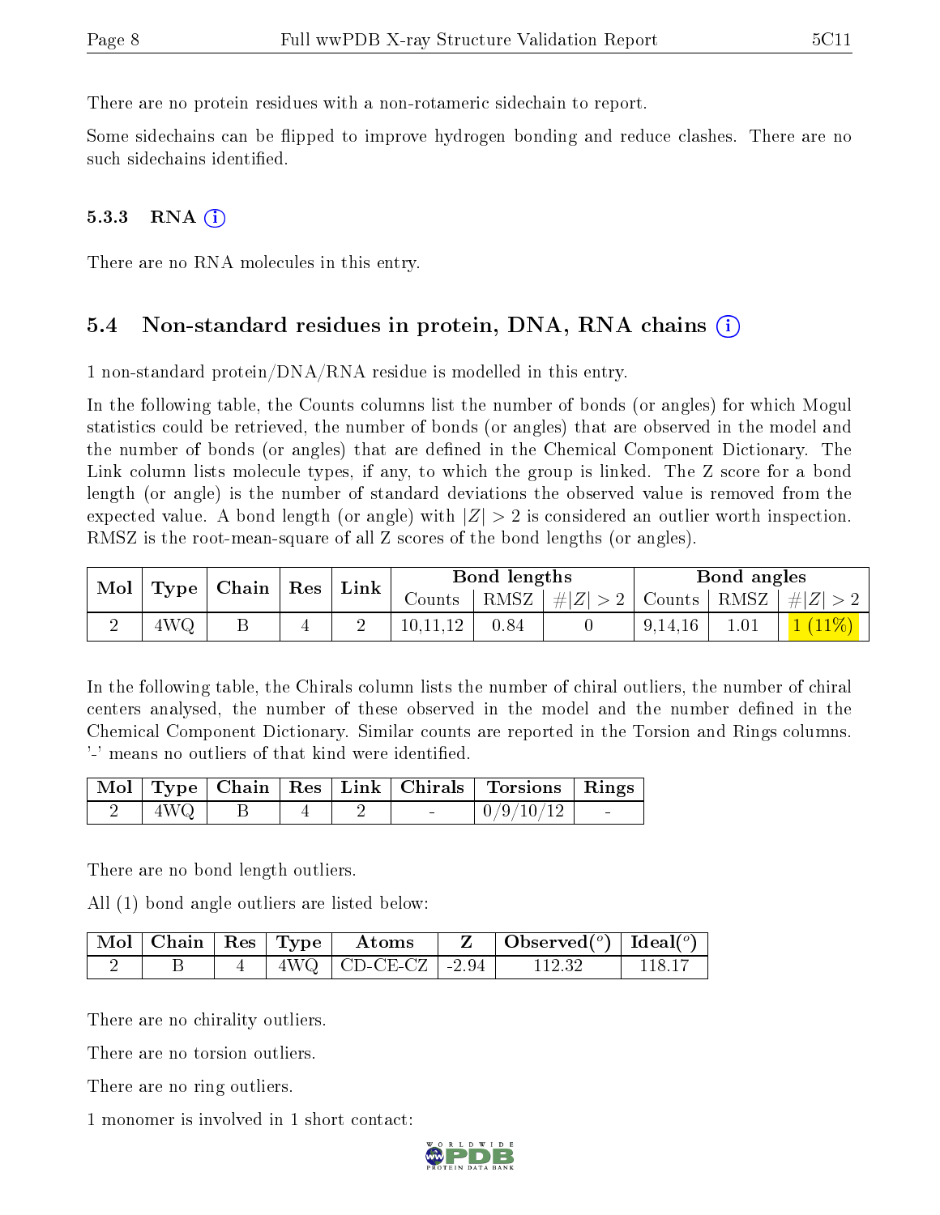There are no protein residues with a non-rotameric sidechain to report.

Some sidechains can be flipped to improve hydrogen bonding and reduce clashes. There are no such sidechains identified.

### 5.3.3 RNA

There are no RNA molecules in this entry.

## 5.4 Non-standard residues in protein, DNA, RNA chains

1 non-standard protein/DNA/RNA residue is modelled in this entry.

In the following table, the Counts columns list the number of bonds (or angles) for which Mogul statistics could be retrieved, the number of bonds (or angles) that are observed in the model and the number of bonds (or angles) that are defined in the Chemical Component Dictionary. The Link column lists molecule types, if any, to which the group is linked. The Z score for a bond length (or angle) is the number of standard deviations the observed value is removed from the expected value. A bond length (or angle) with $|Z| > 2$ is considered an outlier worth inspection. RMSZ is the root-mean-square of all Z scores of the bond lengths (or angles).

| Mol | Type | Chain | Res | Link | Bond lengths | | | Bond angles | | |
|---|---|---|---|---|---|---|---|---|---|---|
| | | | | | Counts | RMSZ | $\#\|Z\| > 2$ | Counts | RMSZ | $\#\|Z\| > 2$ |
| 2 | 4WQ | B | 4 | 2 | 10,11,12 | 0.84 | 0 | 9,14,16 | 1.01 | 1 (11%) |

In the following table, the Chirals column lists the number of chiral outliers, the number of chiral centers analysed, the number of these observed in the model and the number defined in the Chemical Component Dictionary. Similar counts are reported in the Torsion and Rings columns. '-' means no outliers of that kind were identified.

| Mol | Type | Chain | Res | Link | Chirals | Torsions | Rings |
|---|---|---|---|---|---|---|---|
| 2 | 4WQ | B | 4 | 2 | - | 0/9/10/12 | - |

There are no bond length outliers.

All (1) bond angle outliers are listed below:

| Mol | Chain | Res | Type | Atoms | Z | Observed(°) | Ideal(°) |
|---|---|---|---|---|---|---|---|
| 2 | B | 4 | 4WQ | CD-CE-CZ | -2.94 | 112.32 | 118.17 |

There are no chirality outliers.

There are no torsion outliers.

There are no ring outliers.

1 monomer is involved in 1 short contact: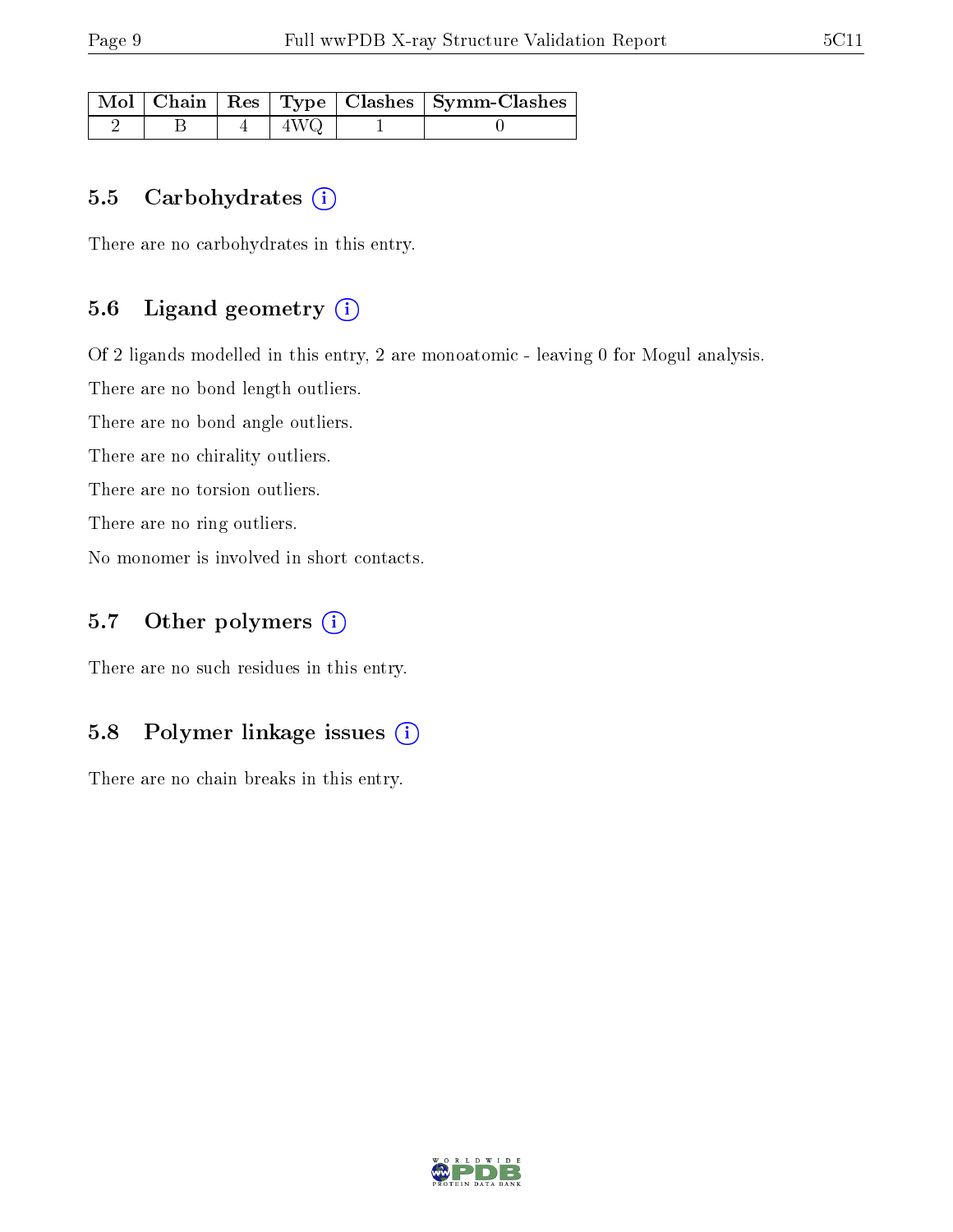| Mol | Chain | Res | Type | Clashes | Symm-Clashes |
|---|---|---|---|---|---|
| 2 | B | 4 | 4WQ | 1 | 0 |

### 5.5 Carbohydrates

There are no carbohydrates in this entry.

### 5.6 Ligand geometry

Of 2 ligands modelled in this entry, 2 are monoatomic - leaving 0 for Mogul analysis.

There are no bond length outliers.

There are no bond angle outliers.

There are no chirality outliers.

There are no torsion outliers.

There are no ring outliers.

No monomer is involved in short contacts.

### 5.7 Other polymers

There are no such residues in this entry.

### 5.8 Polymer linkage issues

There are no chain breaks in this entry.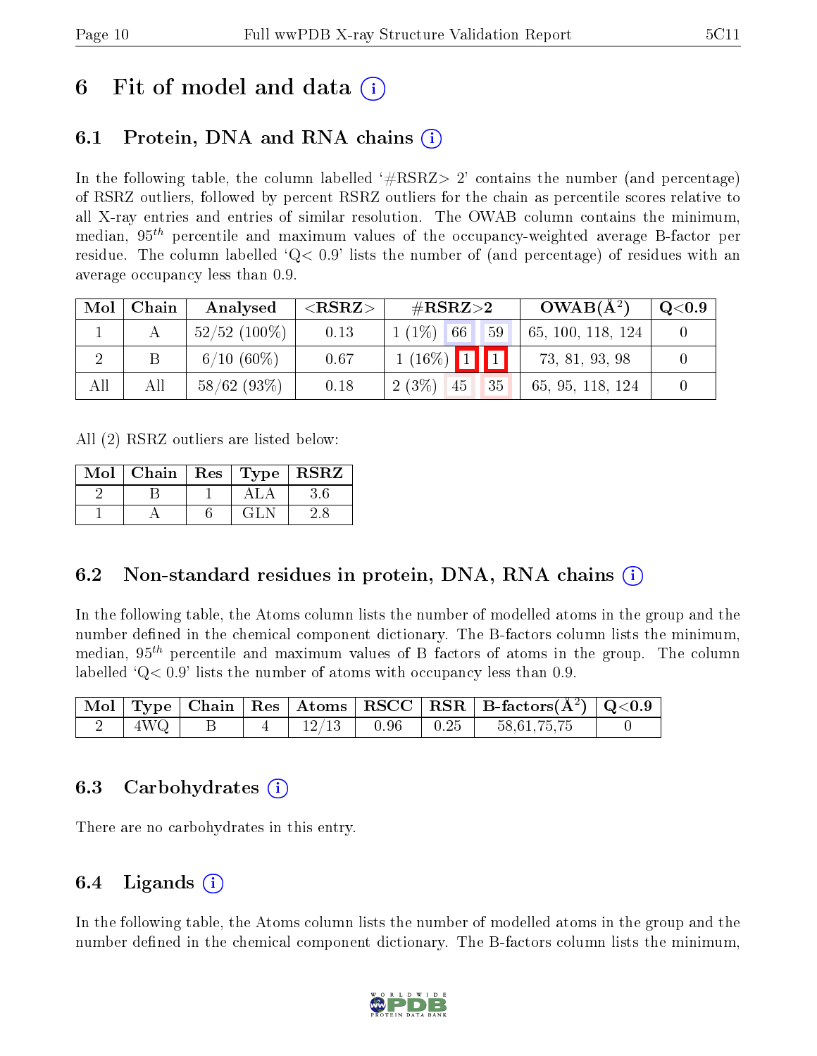# 6 Fit of model and data (i)

## 6.1 Protein, DNA and RNA chains (i)

In the following table, the column labelled '#RSRZ> 2' contains the number (and percentage) of RSRZ outliers, followed by percent RSRZ outliers for the chain as percentile scores relative to all X-ray entries and entries of similar resolution. The OWAB column contains the minimum, median, $95^{th}$ percentile and maximum values of the occupancy-weighted average B-factor per residue. The column labelled 'Q< 0.9' lists the number of (and percentage) of residues with an average occupancy less than 0.9.

| Mol | Chain | Analysed | <RSRZ> | #RSRZ>2 | | | OWAB(Å$^2$) | Q<0.9 |
|---|---|---|---|---|---|---|---|---|
| 1 | A | 52/52 (100%) | 0.13 | 1 (1%) | 66 | 59 | 65, 100, 118, 124 | 0 |
| 2 | B | 6/10 (60%) | 0.67 | 1 (16%) | 1 | 1 | 73, 81, 93, 98 | 0 |
| All | All | 58/62 (93%) | 0.18 | 2 (3%) | 45 | 35 | 65, 95, 118, 124 | 0 |

All (2) RSRZ outliers are listed below:

| Mol | Chain | Res | Type | RSRZ |
|---|---|---|---|---|
| 2 | B | 1 | ALA | 3.6 |
| 1 | A | 6 | GLN | 2.8 |

## 6.2 Non-standard residues in protein, DNA, RNA chains (i)

In the following table, the Atoms column lists the number of modelled atoms in the group and the number defined in the chemical component dictionary. The B-factors column lists the minimum, median, $95^{th}$ percentile and maximum values of B factors of atoms in the group. The column labelled 'Q< 0.9' lists the number of atoms with occupancy less than 0.9.

| Mol | Type | Chain | Res | Atoms | RSCC | RSR | B-factors(Å$^2$) | Q<0.9 |
|---|---|---|---|---|---|---|---|---|
| 2 | 4WQ | B | 4 | 12/13 | 0.96 | 0.25 | 58,61,75,75 | 0 |

## 6.3 Carbohydrates (i)

There are no carbohydrates in this entry.

## 6.4 Ligands (i)

In the following table, the Atoms column lists the number of modelled atoms in the group and the number defined in the chemical component dictionary. The B-factors column lists the minimum,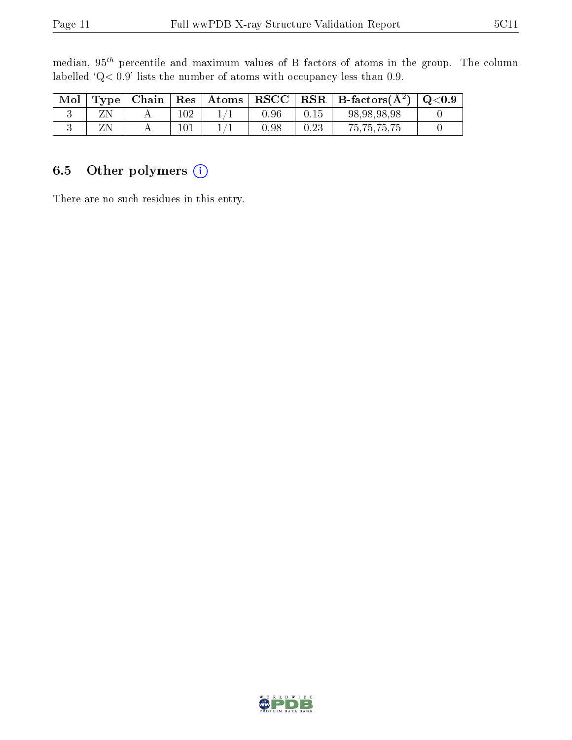median, $95^{th}$ percentile and maximum values of B factors of atoms in the group. The column labelled 'Q< 0.9' lists the number of atoms with occupancy less than 0.9.

| Mol | Type | Chain | Res | Atoms | RSCC | RSR | B-factors($Å^2$) | Q<0.9 |
|---|---|---|---|---|---|---|---|---|
| 3 | ZN | A | 102 | 1/1 | 0.96 | 0.15 | 98,98,98,98 | 0 |
| 3 | ZN | A | 101 | 1/1 | 0.98 | 0.23 | 75,75,75,75 | 0 |

### 6.5 Other polymers ⓘ

There are no such residues in this entry.